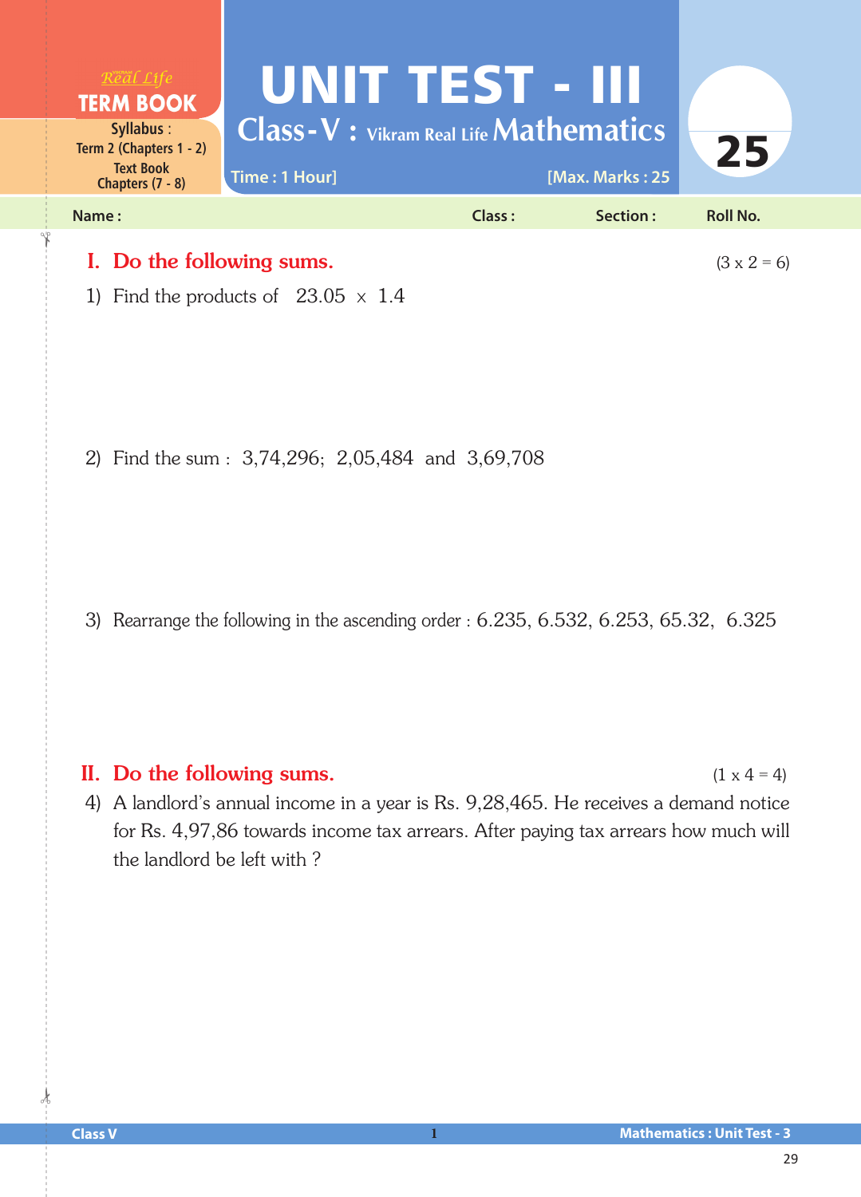Real Life
**TERM BOOK**
**Syllabus :** Term 2 (Chapters 1 - 2)
Text Book Chapters (7 - 8)

# UNIT TEST - III

## Class-V : Vikram Real Life Mathematics

**Time : 1 Hour]** **[Max. Marks : 25**

**25**

**Name :** **Class :** **Section :** **Roll No.**

## I. Do the following sums. (3 x 2 = 6)

1) Find the products of 23.05 × 1.4

2) Find the sum : 3,74,296; 2,05,484 and 3,69,708

3) Rearrange the following in the ascending order : 6.235, 6.532, 6.253, 65.32, 6.325

## II. Do the following sums. (1 x 4 = 4)

4) A landlord's annual income in a year is Rs. 9,28,465. He receives a demand notice for Rs. 4,97,86 towards income tax arrears. After paying tax arrears how much will the landlord be left with ?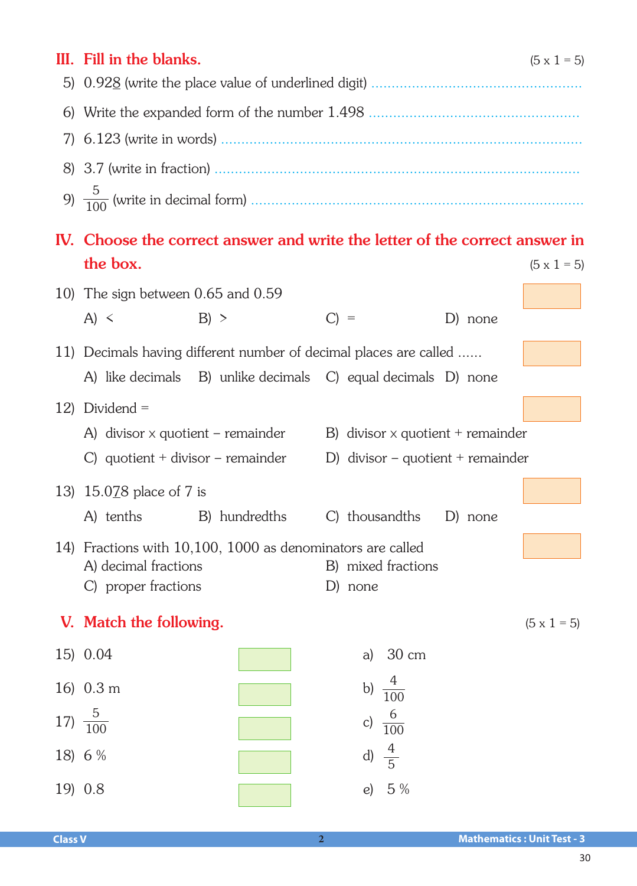## III. Fill in the blanks. (5 x 1 = 5)

5) 0.92<u>8</u> (write the place value of underlined digit) ..................................................

6) Write the expanded form of the number 1.498 ..................................................

7) 6.123 (write in words) ..................................................

8) 3.7 (write in fraction) ..................................................

9) $\frac{5}{100}$ (write in decimal form) ..................................................

## IV. Choose the correct answer and write the letter of the correct answer in the box. (5 x 1 = 5)

10) The sign between 0.65 and 0.59

A) < B) > C) = D) none

11) Decimals having different number of decimal places are called ......

A) like decimals B) unlike decimals C) equal decimals D) none

12) Dividend =

A) divisor x quotient – remainder B) divisor x quotient + remainder

C) quotient + divisor – remainder D) divisor – quotient + remainder

13) 15.0<u>7</u>8 place of 7 is

A) tenths B) hundredths C) thousandths D) none

14) Fractions with 10,100, 1000 as denominators are called

A) decimal fractions B) mixed fractions

C) proper fractions D) none

## V. Match the following. (5 x 1 = 5)

| | | |
|---|---|---|
| 15) 0.04 | | a) 30 cm |
| 16) 0.3 m | | b) $\frac{4}{100}$ |
| 17) $\frac{5}{100}$ | | c) $\frac{6}{100}$ |
| 18) 6 % | | d) $\frac{4}{5}$ |
| 19) 0.8 | | e) 5 % |